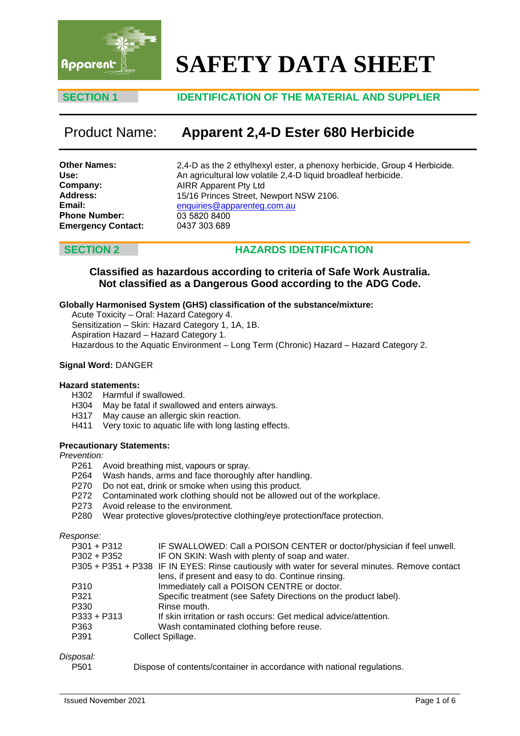# SAFETY DATA SHEET

## SECTION 1 IDENTIFICATION OF THE MATERIAL AND SUPPLIER

## Product Name: Apparent 2,4-D Ester 680 Herbicide

**Other Names:** 2,4-D as the 2 ethylhexyl ester, a phenoxy herbicide, Group 4 Herbicide.
**Use:** An agricultural low volatile 2,4-D liquid broadleaf herbicide.
**Company:** AIRR Apparent Pty Ltd
**Address:** 15/16 Princes Street, Newport NSW 2106.
**Email:** enquiries@apparenteg.com.au
**Phone Number:** 03 5820 8400
**Emergency Contact:** 0437 303 689

## SECTION 2 HAZARDS IDENTIFICATION

**Classified as hazardous according to criteria of Safe Work Australia.**
**Not classified as a Dangerous Good according to the ADG Code.**

**Globally Harmonised System (GHS) classification of the substance/mixture:**

Acute Toxicity – Oral: Hazard Category 4.
Sensitization – Skin: Hazard Category 1, 1A, 1B.
Aspiration Hazard – Hazard Category 1.
Hazardous to the Aquatic Environment – Long Term (Chronic) Hazard – Hazard Category 2.

**Signal Word:** DANGER

**Hazard statements:**

- H302 Harmful if swallowed.
- H304 May be fatal if swallowed and enters airways.
- H317 May cause an allergic skin reaction.
- H411 Very toxic to aquatic life with long lasting effects.

**Precautionary Statements:**

*Prevention:*

- P261 Avoid breathing mist, vapours or spray.
- P264 Wash hands, arms and face thoroughly after handling.
- P270 Do not eat, drink or smoke when using this product.
- P272 Contaminated work clothing should not be allowed out of the workplace.
- P273 Avoid release to the environment.
- P280 Wear protective gloves/protective clothing/eye protection/face protection.

*Response:*

- P301 + P312 IF SWALLOWED: Call a POISON CENTER or doctor/physician if feel unwell.
- P302 + P352 IF ON SKIN: Wash with plenty of soap and water.
- P305 + P351 + P338 IF IN EYES: Rinse cautiously with water for several minutes. Remove contact lens, if present and easy to do. Continue rinsing.
- P310 Immediately call a POISON CENTRE or doctor.
- P321 Specific treatment (see Safety Directions on the product label).
- P330 Rinse mouth.
- P333 + P313 If skin irritation or rash occurs: Get medical advice/attention.
- P363 Wash contaminated clothing before reuse.
- P391 Collect Spillage.

*Disposal:*

- P501 Dispose of contents/container in accordance with national regulations.

Issued November 2021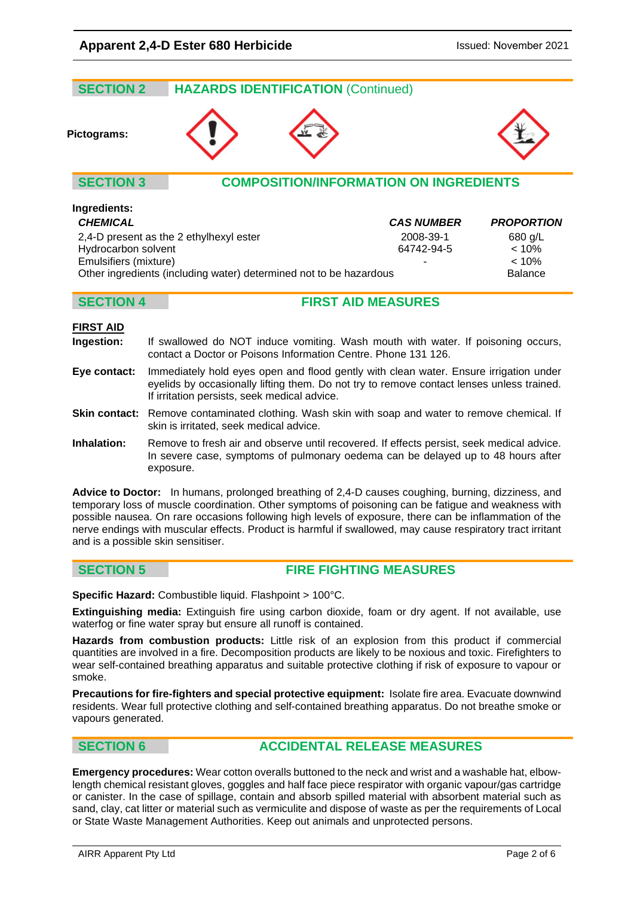## SECTION 2 HAZARDS IDENTIFICATION (Continued)

**Pictograms:**

## SECTION 3 COMPOSITION/INFORMATION ON INGREDIENTS

**Ingredients:**

| *CHEMICAL* | *CAS NUMBER* | *PROPORTION* |
|---|---|---|
| 2,4-D present as the 2 ethylhexyl ester | 2008-39-1 | 680 g/L |
| Hydrocarbon solvent | 64742-94-5 | < 10% |
| Emulsifiers (mixture) | - | < 10% |
| Other ingredients (including water) determined not to be hazardous | | Balance |

## SECTION 4 FIRST AID MEASURES

**FIRST AID**

**Ingestion:** If swallowed do NOT induce vomiting. Wash mouth with water. If poisoning occurs, contact a Doctor or Poisons Information Centre. Phone 131 126.

**Eye contact:** Immediately hold eyes open and flood gently with clean water. Ensure irrigation under eyelids by occasionally lifting them. Do not try to remove contact lenses unless trained. If irritation persists, seek medical advice.

**Skin contact:** Remove contaminated clothing. Wash skin with soap and water to remove chemical. If skin is irritated, seek medical advice.

**Inhalation:** Remove to fresh air and observe until recovered. If effects persist, seek medical advice. In severe case, symptoms of pulmonary oedema can be delayed up to 48 hours after exposure.

**Advice to Doctor:** In humans, prolonged breathing of 2,4-D causes coughing, burning, dizziness, and temporary loss of muscle coordination. Other symptoms of poisoning can be fatigue and weakness with possible nausea. On rare occasions following high levels of exposure, there can be inflammation of the nerve endings with muscular effects. Product is harmful if swallowed, may cause respiratory tract irritant and is a possible skin sensitiser.

## SECTION 5 FIRE FIGHTING MEASURES

**Specific Hazard:** Combustible liquid. Flashpoint > 100°C.

**Extinguishing media:** Extinguish fire using carbon dioxide, foam or dry agent. If not available, use waterfog or fine water spray but ensure all runoff is contained.

**Hazards from combustion products:** Little risk of an explosion from this product if commercial quantities are involved in a fire. Decomposition products are likely to be noxious and toxic. Firefighters to wear self-contained breathing apparatus and suitable protective clothing if risk of exposure to vapour or smoke.

**Precautions for fire-fighters and special protective equipment:** Isolate fire area. Evacuate downwind residents. Wear full protective clothing and self-contained breathing apparatus. Do not breathe smoke or vapours generated.

## SECTION 6 ACCIDENTAL RELEASE MEASURES

**Emergency procedures:** Wear cotton overalls buttoned to the neck and wrist and a washable hat, elbow-length chemical resistant gloves, goggles and half face piece respirator with organic vapour/gas cartridge or canister. In the case of spillage, contain and absorb spilled material with absorbent material such as sand, clay, cat litter or material such as vermiculite and dispose of waste as per the requirements of Local or State Waste Management Authorities. Keep out animals and unprotected persons.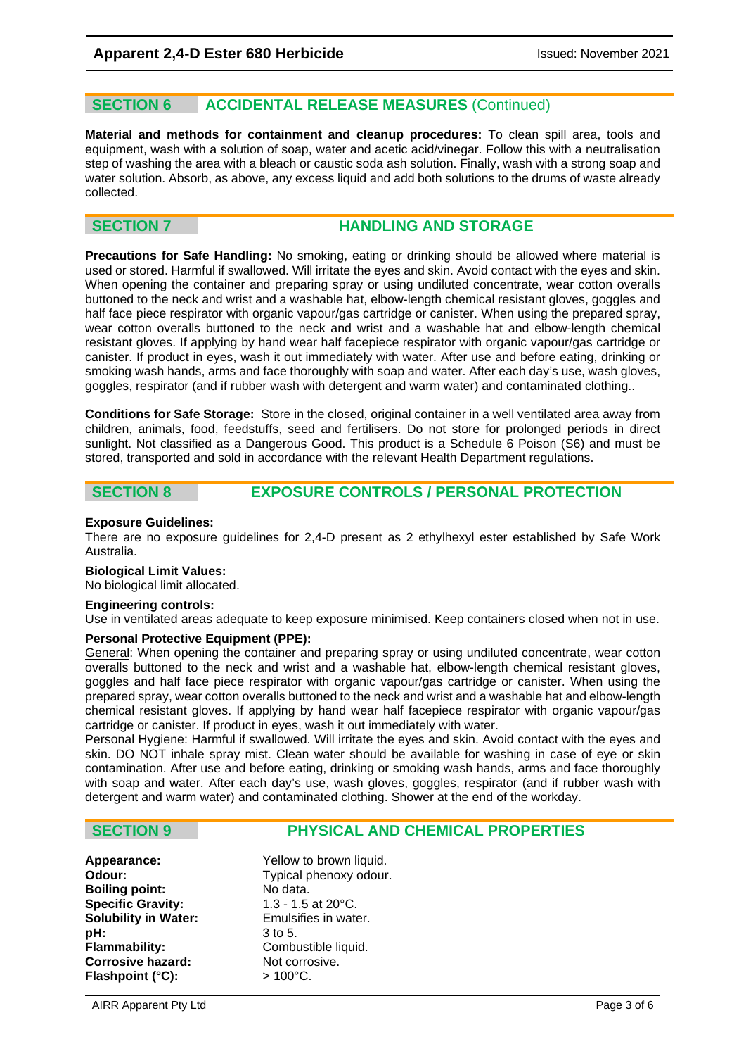## SECTION 6 ACCIDENTAL RELEASE MEASURES (Continued)

**Material and methods for containment and cleanup procedures:** To clean spill area, tools and equipment, wash with a solution of soap, water and acetic acid/vinegar. Follow this with a neutralisation step of washing the area with a bleach or caustic soda ash solution. Finally, wash with a strong soap and water solution. Absorb, as above, any excess liquid and add both solutions to the drums of waste already collected.

## SECTION 7 HANDLING AND STORAGE

**Precautions for Safe Handling:** No smoking, eating or drinking should be allowed where material is used or stored. Harmful if swallowed. Will irritate the eyes and skin. Avoid contact with the eyes and skin. When opening the container and preparing spray or using undiluted concentrate, wear cotton overalls buttoned to the neck and wrist and a washable hat, elbow-length chemical resistant gloves, goggles and half face piece respirator with organic vapour/gas cartridge or canister. When using the prepared spray, wear cotton overalls buttoned to the neck and wrist and a washable hat and elbow-length chemical resistant gloves. If applying by hand wear half facepiece respirator with organic vapour/gas cartridge or canister. If product in eyes, wash it out immediately with water. After use and before eating, drinking or smoking wash hands, arms and face thoroughly with soap and water. After each day's use, wash gloves, goggles, respirator (and if rubber wash with detergent and warm water) and contaminated clothing..

**Conditions for Safe Storage:** Store in the closed, original container in a well ventilated area away from children, animals, food, feedstuffs, seed and fertilisers. Do not store for prolonged periods in direct sunlight. Not classified as a Dangerous Good. This product is a Schedule 6 Poison (S6) and must be stored, transported and sold in accordance with the relevant Health Department regulations.

## SECTION 8 EXPOSURE CONTROLS / PERSONAL PROTECTION

**Exposure Guidelines:**
There are no exposure guidelines for 2,4-D present as 2 ethylhexyl ester established by Safe Work Australia.

**Biological Limit Values:**
No biological limit allocated.

**Engineering controls:**
Use in ventilated areas adequate to keep exposure minimised. Keep containers closed when not in use.

**Personal Protective Equipment (PPE):**
General: When opening the container and preparing spray or using undiluted concentrate, wear cotton overalls buttoned to the neck and wrist and a washable hat, elbow-length chemical resistant gloves, goggles and half face piece respirator with organic vapour/gas cartridge or canister. When using the prepared spray, wear cotton overalls buttoned to the neck and wrist and a washable hat and elbow-length chemical resistant gloves. If applying by hand wear half facepiece respirator with organic vapour/gas cartridge or canister. If product in eyes, wash it out immediately with water.
Personal Hygiene: Harmful if swallowed. Will irritate the eyes and skin. Avoid contact with the eyes and skin. DO NOT inhale spray mist. Clean water should be available for washing in case of eye or skin contamination. After use and before eating, drinking or smoking wash hands, arms and face thoroughly with soap and water. After each day's use, wash gloves, goggles, respirator (and if rubber wash with detergent and warm water) and contaminated clothing. Shower at the end of the workday.

## SECTION 9 PHYSICAL AND CHEMICAL PROPERTIES

**Appearance:** Yellow to brown liquid.
**Odour:** Typical phenoxy odour.
**Boiling point:** No data.
**Specific Gravity:** 1.3 - 1.5 at 20°C.
**Solubility in Water:** Emulsifies in water.
**pH:** 3 to 5.
**Flammability:** Combustible liquid.
**Corrosive hazard:** Not corrosive.
**Flashpoint (°C):** > 100°C.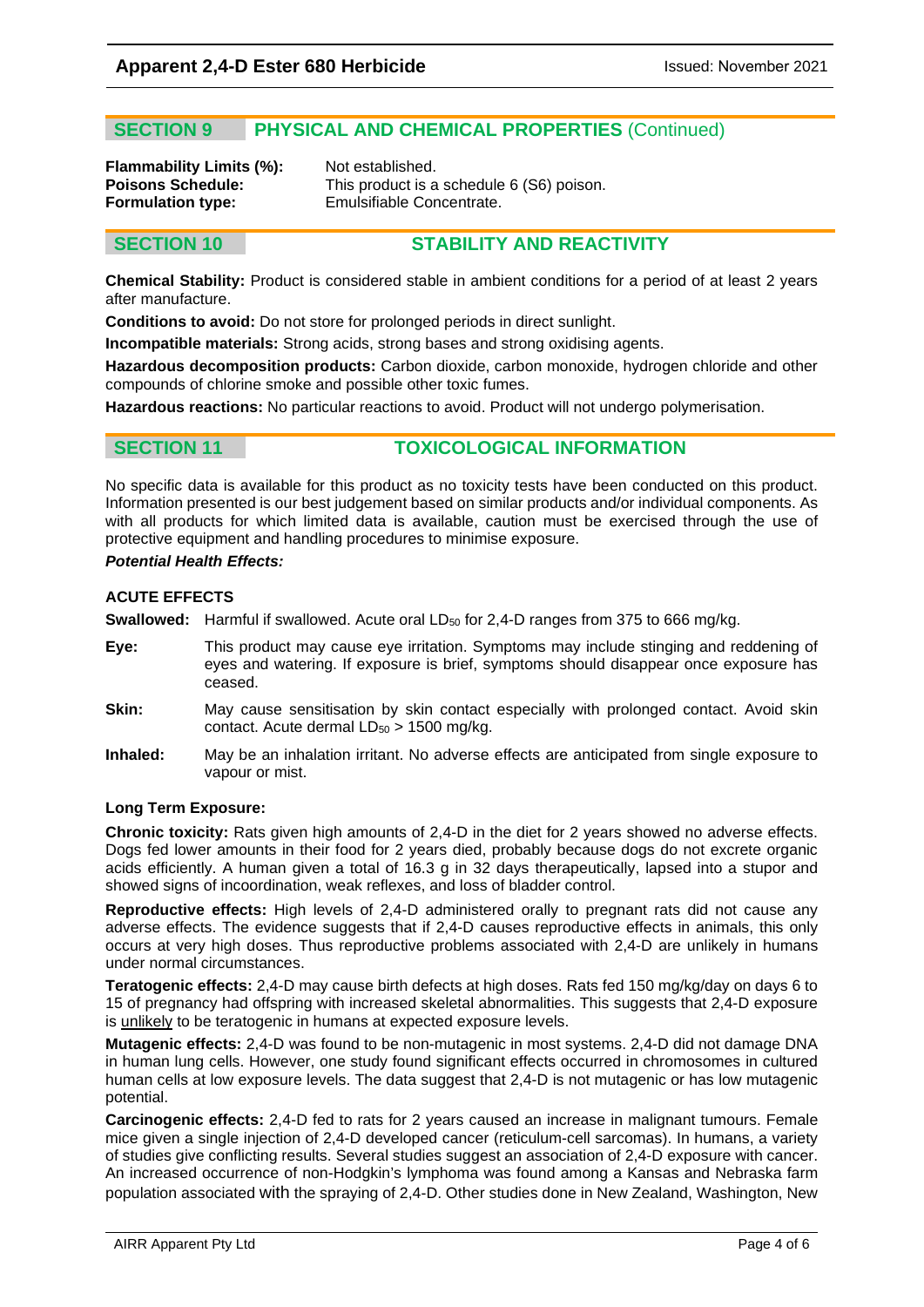## SECTION 9 PHYSICAL AND CHEMICAL PROPERTIES (Continued)

**Flammability Limits (%):** Not established.
**Poisons Schedule:** This product is a schedule 6 (S6) poison.
**Formulation type:** Emulsifiable Concentrate.

## SECTION 10 STABILITY AND REACTIVITY

**Chemical Stability:** Product is considered stable in ambient conditions for a period of at least 2 years after manufacture.

**Conditions to avoid:** Do not store for prolonged periods in direct sunlight.

**Incompatible materials:** Strong acids, strong bases and strong oxidising agents.

**Hazardous decomposition products:** Carbon dioxide, carbon monoxide, hydrogen chloride and other compounds of chlorine smoke and possible other toxic fumes.

**Hazardous reactions:** No particular reactions to avoid. Product will not undergo polymerisation.

## SECTION 11 TOXICOLOGICAL INFORMATION

No specific data is available for this product as no toxicity tests have been conducted on this product. Information presented is our best judgement based on similar products and/or individual components. As with all products for which limited data is available, caution must be exercised through the use of protective equipment and handling procedures to minimise exposure.

***Potential Health Effects:***

### ACUTE EFFECTS

**Swallowed:** Harmful if swallowed. Acute oral $LD_{50}$ for 2,4-D ranges from 375 to 666 mg/kg.

**Eye:** This product may cause eye irritation. Symptoms may include stinging and reddening of eyes and watering. If exposure is brief, symptoms should disappear once exposure has ceased.

**Skin:** May cause sensitisation by skin contact especially with prolonged contact. Avoid skin contact. Acute dermal $LD_{50} > 1500$ mg/kg.

**Inhaled:** May be an inhalation irritant. No adverse effects are anticipated from single exposure to vapour or mist.

### Long Term Exposure:

**Chronic toxicity:** Rats given high amounts of 2,4-D in the diet for 2 years showed no adverse effects. Dogs fed lower amounts in their food for 2 years died, probably because dogs do not excrete organic acids efficiently. A human given a total of 16.3 g in 32 days therapeutically, lapsed into a stupor and showed signs of incoordination, weak reflexes, and loss of bladder control.

**Reproductive effects:** High levels of 2,4-D administered orally to pregnant rats did not cause any adverse effects. The evidence suggests that if 2,4-D causes reproductive effects in animals, this only occurs at very high doses. Thus reproductive problems associated with 2,4-D are unlikely in humans under normal circumstances.

**Teratogenic effects:** 2,4-D may cause birth defects at high doses. Rats fed 150 mg/kg/day on days 6 to 15 of pregnancy had offspring with increased skeletal abnormalities. This suggests that 2,4-D exposure is unlikely to be teratogenic in humans at expected exposure levels.

**Mutagenic effects:** 2,4-D was found to be non-mutagenic in most systems. 2,4-D did not damage DNA in human lung cells. However, one study found significant effects occurred in chromosomes in cultured human cells at low exposure levels. The data suggest that 2,4-D is not mutagenic or has low mutagenic potential.

**Carcinogenic effects:** 2,4-D fed to rats for 2 years caused an increase in malignant tumours. Female mice given a single injection of 2,4-D developed cancer (reticulum-cell sarcomas). In humans, a variety of studies give conflicting results. Several studies suggest an association of 2,4-D exposure with cancer. An increased occurrence of non-Hodgkin's lymphoma was found among a Kansas and Nebraska farm population associated with the spraying of 2,4-D. Other studies done in New Zealand, Washington, New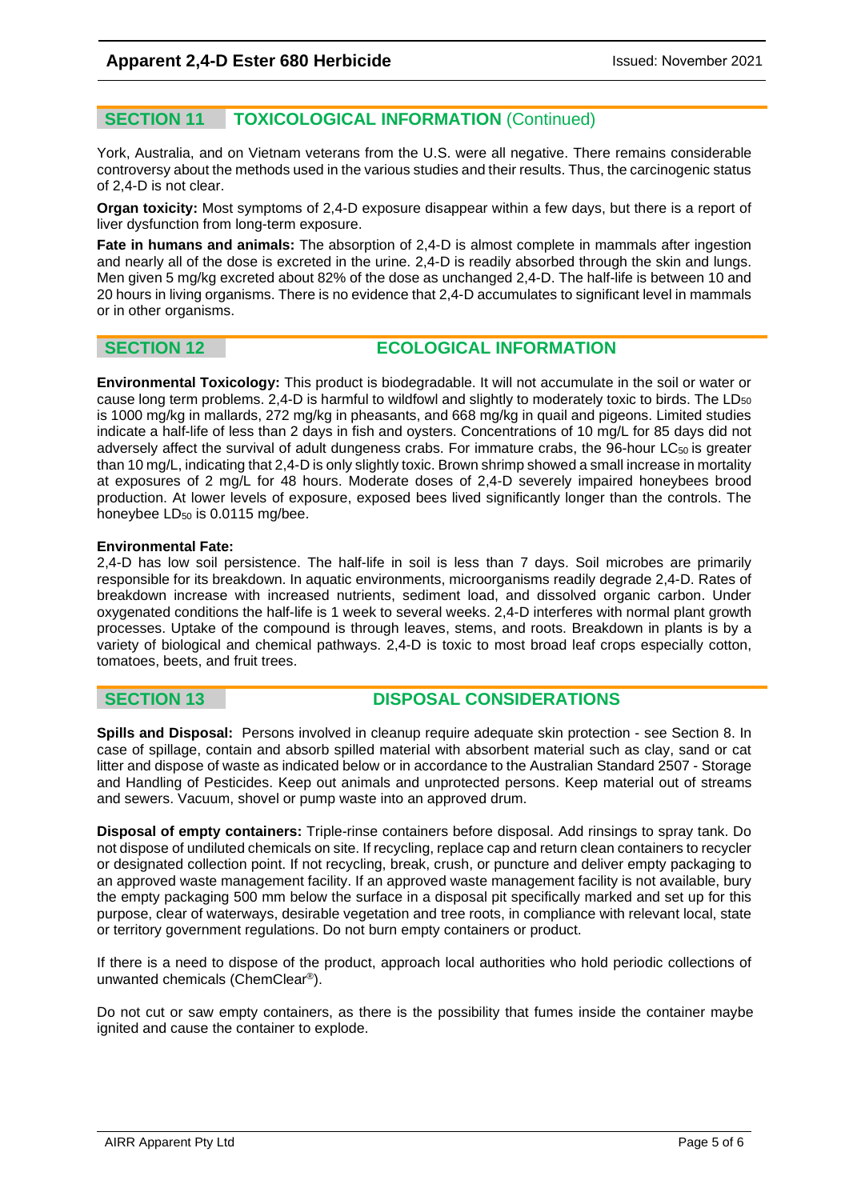## SECTION 11 TOXICOLOGICAL INFORMATION (Continued)

York, Australia, and on Vietnam veterans from the U.S. were all negative. There remains considerable controversy about the methods used in the various studies and their results. Thus, the carcinogenic status of 2,4-D is not clear.

**Organ toxicity:** Most symptoms of 2,4-D exposure disappear within a few days, but there is a report of liver dysfunction from long-term exposure.

**Fate in humans and animals:** The absorption of 2,4-D is almost complete in mammals after ingestion and nearly all of the dose is excreted in the urine. 2,4-D is readily absorbed through the skin and lungs. Men given 5 mg/kg excreted about 82% of the dose as unchanged 2,4-D. The half-life is between 10 and 20 hours in living organisms. There is no evidence that 2,4-D accumulates to significant level in mammals or in other organisms.

## SECTION 12 ECOLOGICAL INFORMATION

**Environmental Toxicology:** This product is biodegradable. It will not accumulate in the soil or water or cause long term problems. 2,4-D is harmful to wildfowl and slightly to moderately toxic to birds. The $LD_{50}$ is 1000 mg/kg in mallards, 272 mg/kg in pheasants, and 668 mg/kg in quail and pigeons. Limited studies indicate a half-life of less than 2 days in fish and oysters. Concentrations of 10 mg/L for 85 days did not adversely affect the survival of adult dungeness crabs. For immature crabs, the 96-hour $LC_{50}$ is greater than 10 mg/L, indicating that 2,4-D is only slightly toxic. Brown shrimp showed a small increase in mortality at exposures of 2 mg/L for 48 hours. Moderate doses of 2,4-D severely impaired honeybees brood production. At lower levels of exposure, exposed bees lived significantly longer than the controls. The honeybee $LD_{50}$ is 0.0115 mg/bee.

**Environmental Fate:**

2,4-D has low soil persistence. The half-life in soil is less than 7 days. Soil microbes are primarily responsible for its breakdown. In aquatic environments, microorganisms readily degrade 2,4-D. Rates of breakdown increase with increased nutrients, sediment load, and dissolved organic carbon. Under oxygenated conditions the half-life is 1 week to several weeks. 2,4-D interferes with normal plant growth processes. Uptake of the compound is through leaves, stems, and roots. Breakdown in plants is by a variety of biological and chemical pathways. 2,4-D is toxic to most broad leaf crops especially cotton, tomatoes, beets, and fruit trees.

## SECTION 13 DISPOSAL CONSIDERATIONS

**Spills and Disposal:** Persons involved in cleanup require adequate skin protection - see Section 8. In case of spillage, contain and absorb spilled material with absorbent material such as clay, sand or cat litter and dispose of waste as indicated below or in accordance to the Australian Standard 2507 - Storage and Handling of Pesticides. Keep out animals and unprotected persons. Keep material out of streams and sewers. Vacuum, shovel or pump waste into an approved drum.

**Disposal of empty containers:** Triple-rinse containers before disposal. Add rinsings to spray tank. Do not dispose of undiluted chemicals on site. If recycling, replace cap and return clean containers to recycler or designated collection point. If not recycling, break, crush, or puncture and deliver empty packaging to an approved waste management facility. If an approved waste management facility is not available, bury the empty packaging 500 mm below the surface in a disposal pit specifically marked and set up for this purpose, clear of waterways, desirable vegetation and tree roots, in compliance with relevant local, state or territory government regulations. Do not burn empty containers or product.

If there is a need to dispose of the product, approach local authorities who hold periodic collections of unwanted chemicals (ChemClear®).

Do not cut or saw empty containers, as there is the possibility that fumes inside the container maybe ignited and cause the container to explode.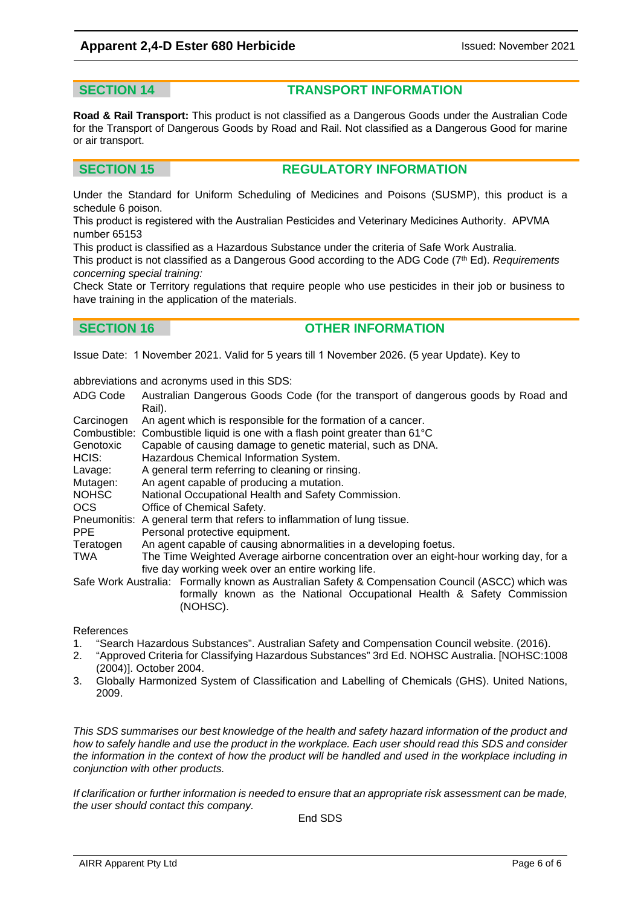## SECTION 14 TRANSPORT INFORMATION

**Road & Rail Transport:** This product is not classified as a Dangerous Goods under the Australian Code for the Transport of Dangerous Goods by Road and Rail. Not classified as a Dangerous Good for marine or air transport.

## SECTION 15 REGULATORY INFORMATION

Under the Standard for Uniform Scheduling of Medicines and Poisons (SUSMP), this product is a schedule 6 poison.

This product is registered with the Australian Pesticides and Veterinary Medicines Authority. APVMA number 65153

This product is classified as a Hazardous Substance under the criteria of Safe Work Australia.

This product is not classified as a Dangerous Good according to the ADG Code (7th Ed). *Requirements concerning special training:*

Check State or Territory regulations that require people who use pesticides in their job or business to have training in the application of the materials.

## SECTION 16 OTHER INFORMATION

Issue Date: 1 November 2021. Valid for 5 years till 1 November 2026. (5 year Update). Key to

abbreviations and acronyms used in this SDS:

| | |
|---|---|
| ADG Code | Australian Dangerous Goods Code (for the transport of dangerous goods by Road and Rail). |
| Carcinogen | An agent which is responsible for the formation of a cancer. |
| Combustible: | Combustible liquid is one with a flash point greater than 61°C |
| Genotoxic | Capable of causing damage to genetic material, such as DNA. |
| HCIS: | Hazardous Chemical Information System. |
| Lavage: | A general term referring to cleaning or rinsing. |
| Mutagen: | An agent capable of producing a mutation. |
| NOHSC | National Occupational Health and Safety Commission. |
| OCS | Office of Chemical Safety. |
| Pneumonitis: | A general term that refers to inflammation of lung tissue. |
| PPE | Personal protective equipment. |
| Teratogen | An agent capable of causing abnormalities in a developing foetus. |
| TWA | The Time Weighted Average airborne concentration over an eight-hour working day, for a five day working week over an entire working life. |
| Safe Work Australia: | Formally known as Australian Safety & Compensation Council (ASCC) which was formally known as the National Occupational Health & Safety Commission (NOHSC). |

References

1. "Search Hazardous Substances". Australian Safety and Compensation Council website. (2016).
2. "Approved Criteria for Classifying Hazardous Substances" 3rd Ed. NOHSC Australia. [NOHSC:1008 (2004)]. October 2004.
3. Globally Harmonized System of Classification and Labelling of Chemicals (GHS). United Nations, 2009.

*This SDS summarises our best knowledge of the health and safety hazard information of the product and how to safely handle and use the product in the workplace. Each user should read this SDS and consider the information in the context of how the product will be handled and used in the workplace including in conjunction with other products.*

*If clarification or further information is needed to ensure that an appropriate risk assessment can be made, the user should contact this company.*

End SDS